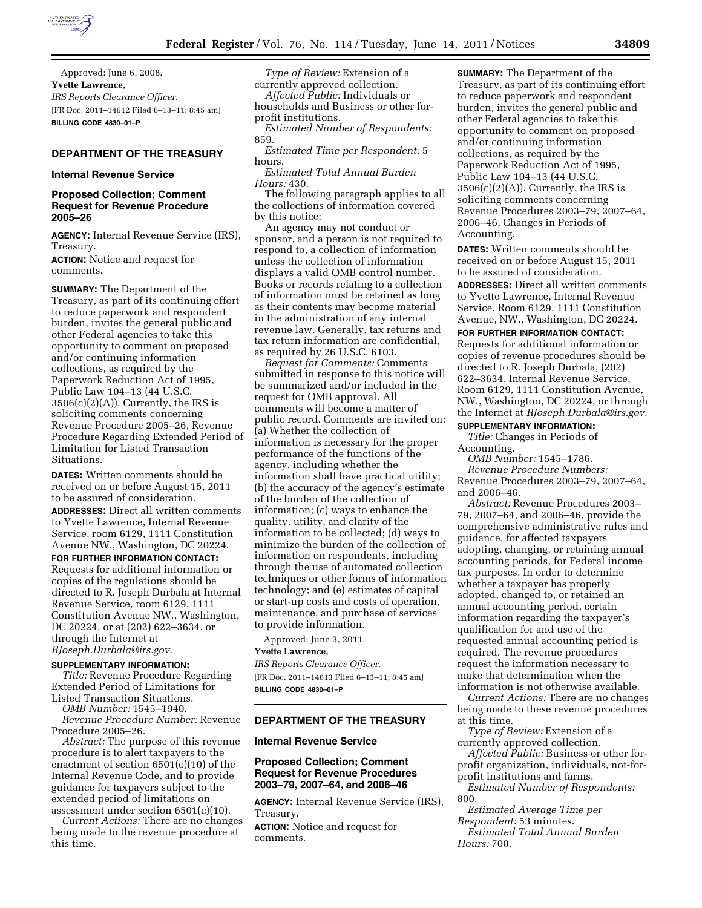Approved: June 6, 2008.

**Yvette Lawrence,**

*IRS Reports Clearance Officer.*

[FR Doc. 2011–14612 Filed 6–13–11; 8:45 am]

**BILLING CODE 4830–01–P**

## DEPARTMENT OF THE TREASURY

### Internal Revenue Service

### Proposed Collection; Comment Request for Revenue Procedure 2005–26

**AGENCY:** Internal Revenue Service (IRS), Treasury.

**ACTION:** Notice and request for comments.

**SUMMARY:** The Department of the Treasury, as part of its continuing effort to reduce paperwork and respondent burden, invites the general public and other Federal agencies to take this opportunity to comment on proposed and/or continuing information collections, as required by the Paperwork Reduction Act of 1995, Public Law 104–13 (44 U.S.C. 3506(c)(2)(A)). Currently, the IRS is soliciting comments concerning Revenue Procedure 2005–26, Revenue Procedure Regarding Extended Period of Limitation for Listed Transaction Situations.

**DATES:** Written comments should be received on or before August 15, 2011 to be assured of consideration.

**ADDRESSES:** Direct all written comments to Yvette Lawrence, Internal Revenue Service, room 6129, 1111 Constitution Avenue NW., Washington, DC 20224.

**FOR FURTHER INFORMATION CONTACT:** Requests for additional information or copies of the regulations should be directed to R. Joseph Durbala at Internal Revenue Service, room 6129, 1111 Constitution Avenue NW., Washington, DC 20224, or at (202) 622–3634, or through the Internet at *RJoseph.Durbala@irs.gov.*

**SUPPLEMENTARY INFORMATION:**

*Title:* Revenue Procedure Regarding Extended Period of Limitations for Listed Transaction Situations.

*OMB Number:* 1545–1940.

*Revenue Procedure Number:* Revenue Procedure 2005–26.

*Abstract:* The purpose of this revenue procedure is to alert taxpayers to the enactment of section 6501(c)(10) of the Internal Revenue Code, and to provide guidance for taxpayers subject to the extended period of limitations on assessment under section 6501(c)(10).

*Current Actions:* There are no changes being made to the revenue procedure at this time.

*Type of Review:* Extension of a currently approved collection.

*Affected Public:* Individuals or households and Business or other for-profit institutions.

*Estimated Number of Respondents:* 859.

*Estimated Time per Respondent:* 5 hours.

*Estimated Total Annual Burden Hours:* 430.

The following paragraph applies to all the collections of information covered by this notice:

An agency may not conduct or sponsor, and a person is not required to respond to, a collection of information unless the collection of information displays a valid OMB control number. Books or records relating to a collection of information must be retained as long as their contents may become material in the administration of any internal revenue law. Generally, tax returns and tax return information are confidential, as required by 26 U.S.C. 6103.

*Request for Comments:* Comments submitted in response to this notice will be summarized and/or included in the request for OMB approval. All comments will become a matter of public record. Comments are invited on: (a) Whether the collection of information is necessary for the proper performance of the functions of the agency, including whether the information shall have practical utility; (b) the accuracy of the agency's estimate of the burden of the collection of information; (c) ways to enhance the quality, utility, and clarity of the information to be collected; (d) ways to minimize the burden of the collection of information on respondents, including through the use of automated collection techniques or other forms of information technology; and (e) estimates of capital or start-up costs and costs of operation, maintenance, and purchase of services to provide information.

Approved: June 3, 2011.

**Yvette Lawrence,**

*IRS Reports Clearance Officer.*

[FR Doc. 2011–14613 Filed 6–13–11; 8:45 am]

**BILLING CODE 4830–01–P**

## DEPARTMENT OF THE TREASURY

### Internal Revenue Service

### Proposed Collection; Comment Request for Revenue Procedures 2003–79, 2007–64, and 2006–46

**AGENCY:** Internal Revenue Service (IRS), Treasury.

**ACTION:** Notice and request for comments.

**SUMMARY:** The Department of the Treasury, as part of its continuing effort to reduce paperwork and respondent burden, invites the general public and other Federal agencies to take this opportunity to comment on proposed and/or continuing information collections, as required by the Paperwork Reduction Act of 1995, Public Law 104–13 (44 U.S.C. 3506(c)(2)(A)). Currently, the IRS is soliciting comments concerning Revenue Procedures 2003–79, 2007–64, 2006–46, Changes in Periods of Accounting.

**DATES:** Written comments should be received on or before August 15, 2011 to be assured of consideration.

**ADDRESSES:** Direct all written comments to Yvette Lawrence, Internal Revenue Service, Room 6129, 1111 Constitution Avenue, NW., Washington, DC 20224.

**FOR FURTHER INFORMATION CONTACT:** Requests for additional information or copies of revenue procedures should be directed to R. Joseph Durbala, (202) 622–3634, Internal Revenue Service, Room 6129, 1111 Constitution Avenue, NW., Washington, DC 20224, or through the Internet at *RJoseph.Durbala@irs.gov.*

**SUPPLEMENTARY INFORMATION:**

*Title:* Changes in Periods of Accounting.

*OMB Number:* 1545–1786.

*Revenue Procedure Numbers:* Revenue Procedures 2003–79, 2007–64, and 2006–46.

*Abstract:* Revenue Procedures 2003–79, 2007–64, and 2006–46, provide the comprehensive administrative rules and guidance, for affected taxpayers adopting, changing, or retaining annual accounting periods, for Federal income tax purposes. In order to determine whether a taxpayer has properly adopted, changed to, or retained an annual accounting period, certain information regarding the taxpayer's qualification for and use of the requested annual accounting period is required. The revenue procedures request the information necessary to make that determination when the information is not otherwise available.

*Current Actions:* There are no changes being made to these revenue procedures at this time.

*Type of Review:* Extension of a currently approved collection.

*Affected Public:* Business or other for-profit organization, individuals, not-for-profit institutions and farms.

*Estimated Number of Respondents:* 800.

*Estimated Average Time per Respondent:* 53 minutes.

*Estimated Total Annual Burden Hours:* 700.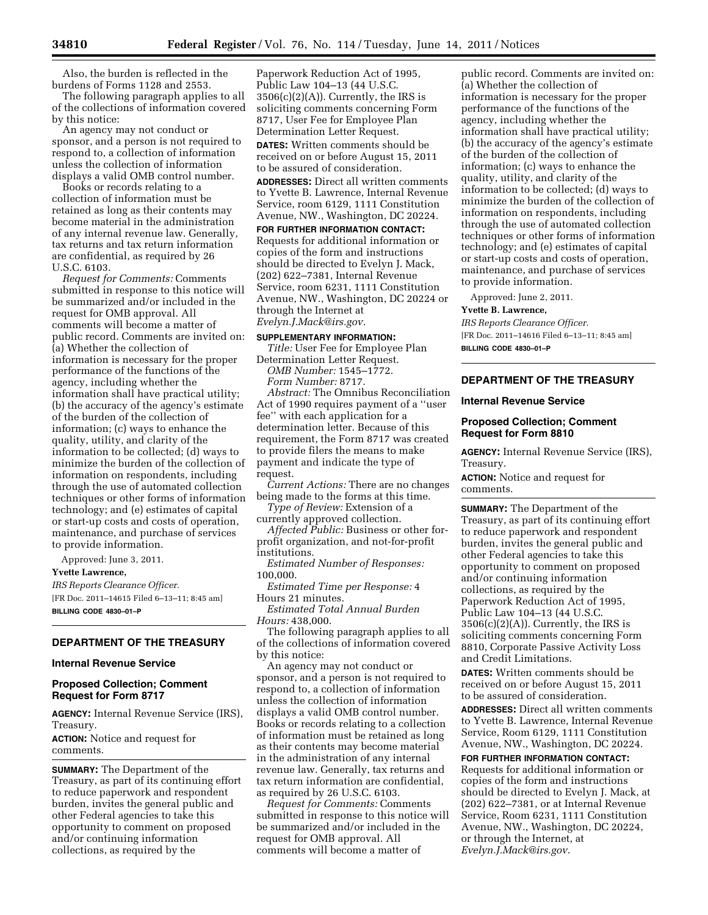Also, the burden is reflected in the burdens of Forms 1128 and 2553.

The following paragraph applies to all of the collections of information covered by this notice:

An agency may not conduct or sponsor, and a person is not required to respond to, a collection of information unless the collection of information displays a valid OMB control number.

Books or records relating to a collection of information must be retained as long as their contents may become material in the administration of any internal revenue law. Generally, tax returns and tax return information are confidential, as required by 26 U.S.C. 6103.

*Request for Comments:* Comments submitted in response to this notice will be summarized and/or included in the request for OMB approval. All comments will become a matter of public record. Comments are invited on: (a) Whether the collection of information is necessary for the proper performance of the functions of the agency, including whether the information shall have practical utility; (b) the accuracy of the agency's estimate of the burden of the collection of information; (c) ways to enhance the quality, utility, and clarity of the information to be collected; (d) ways to minimize the burden of the collection of information on respondents, including through the use of automated collection techniques or other forms of information technology; and (e) estimates of capital or start-up costs and costs of operation, maintenance, and purchase of services to provide information.

Approved: June 3, 2011.

**Yvette Lawrence,**

*IRS Reports Clearance Officer.*

[FR Doc. 2011–14615 Filed 6–13–11; 8:45 am]

**BILLING CODE 4830–01–P**

## DEPARTMENT OF THE TREASURY

### Internal Revenue Service

### Proposed Collection; Comment Request for Form 8717

**AGENCY:** Internal Revenue Service (IRS), Treasury.

**ACTION:** Notice and request for comments.

**SUMMARY:** The Department of the Treasury, as part of its continuing effort to reduce paperwork and respondent burden, invites the general public and other Federal agencies to take this opportunity to comment on proposed and/or continuing information collections, as required by the Paperwork Reduction Act of 1995, Public Law 104–13 (44 U.S.C. 3506(c)(2)(A)). Currently, the IRS is soliciting comments concerning Form 8717, User Fee for Employee Plan Determination Letter Request.

**DATES:** Written comments should be received on or before August 15, 2011 to be assured of consideration.

**ADDRESSES:** Direct all written comments to Yvette B. Lawrence, Internal Revenue Service, room 6129, 1111 Constitution Avenue, NW., Washington, DC 20224.

**FOR FURTHER INFORMATION CONTACT:** Requests for additional information or copies of the form and instructions should be directed to Evelyn J. Mack, (202) 622–7381, Internal Revenue Service, room 6231, 1111 Constitution Avenue, NW., Washington, DC 20224 or through the Internet at *Evelyn.J.Mack@irs.gov.*

**SUPPLEMENTARY INFORMATION:**

*Title:* User Fee for Employee Plan Determination Letter Request.

*OMB Number:* 1545–1772.

*Form Number:* 8717.

*Abstract:* The Omnibus Reconciliation Act of 1990 requires payment of a ''user fee'' with each application for a determination letter. Because of this requirement, the Form 8717 was created to provide filers the means to make payment and indicate the type of request.

*Current Actions:* There are no changes being made to the forms at this time.

*Type of Review:* Extension of a currently approved collection.

*Affected Public:* Business or other for-profit organization, and not-for-profit institutions.

*Estimated Number of Responses:* 100,000.

*Estimated Time per Response:* 4 Hours 21 minutes.

*Estimated Total Annual Burden Hours:* 438,000.

The following paragraph applies to all of the collections of information covered by this notice:

An agency may not conduct or sponsor, and a person is not required to respond to, a collection of information unless the collection of information displays a valid OMB control number. Books or records relating to a collection of information must be retained as long as their contents may become material in the administration of any internal revenue law. Generally, tax returns and tax return information are confidential, as required by 26 U.S.C. 6103.

*Request for Comments:* Comments submitted in response to this notice will be summarized and/or included in the request for OMB approval. All comments will become a matter of public record. Comments are invited on: (a) Whether the collection of information is necessary for the proper performance of the functions of the agency, including whether the information shall have practical utility; (b) the accuracy of the agency's estimate of the burden of the collection of information; (c) ways to enhance the quality, utility, and clarity of the information to be collected; (d) ways to minimize the burden of the collection of information on respondents, including through the use of automated collection techniques or other forms of information technology; and (e) estimates of capital or start-up costs and costs of operation, maintenance, and purchase of services to provide information.

Approved: June 2, 2011.

**Yvette B. Lawrence,**

*IRS Reports Clearance Officer.*

[FR Doc. 2011–14616 Filed 6–13–11; 8:45 am]

**BILLING CODE 4830–01–P**

## DEPARTMENT OF THE TREASURY

### Internal Revenue Service

### Proposed Collection; Comment Request for Form 8810

**AGENCY:** Internal Revenue Service (IRS), Treasury.

**ACTION:** Notice and request for comments.

**SUMMARY:** The Department of the Treasury, as part of its continuing effort to reduce paperwork and respondent burden, invites the general public and other Federal agencies to take this opportunity to comment on proposed and/or continuing information collections, as required by the Paperwork Reduction Act of 1995, Public Law 104–13 (44 U.S.C. 3506(c)(2)(A)). Currently, the IRS is soliciting comments concerning Form 8810, Corporate Passive Activity Loss and Credit Limitations.

**DATES:** Written comments should be received on or before August 15, 2011 to be assured of consideration.

**ADDRESSES:** Direct all written comments to Yvette B. Lawrence, Internal Revenue Service, Room 6129, 1111 Constitution Avenue, NW., Washington, DC 20224.

**FOR FURTHER INFORMATION CONTACT:** Requests for additional information or copies of the form and instructions should be directed to Evelyn J. Mack, at (202) 622–7381, or at Internal Revenue Service, Room 6231, 1111 Constitution Avenue, NW., Washington, DC 20224, or through the Internet, at *Evelyn.J.Mack@irs.gov*.